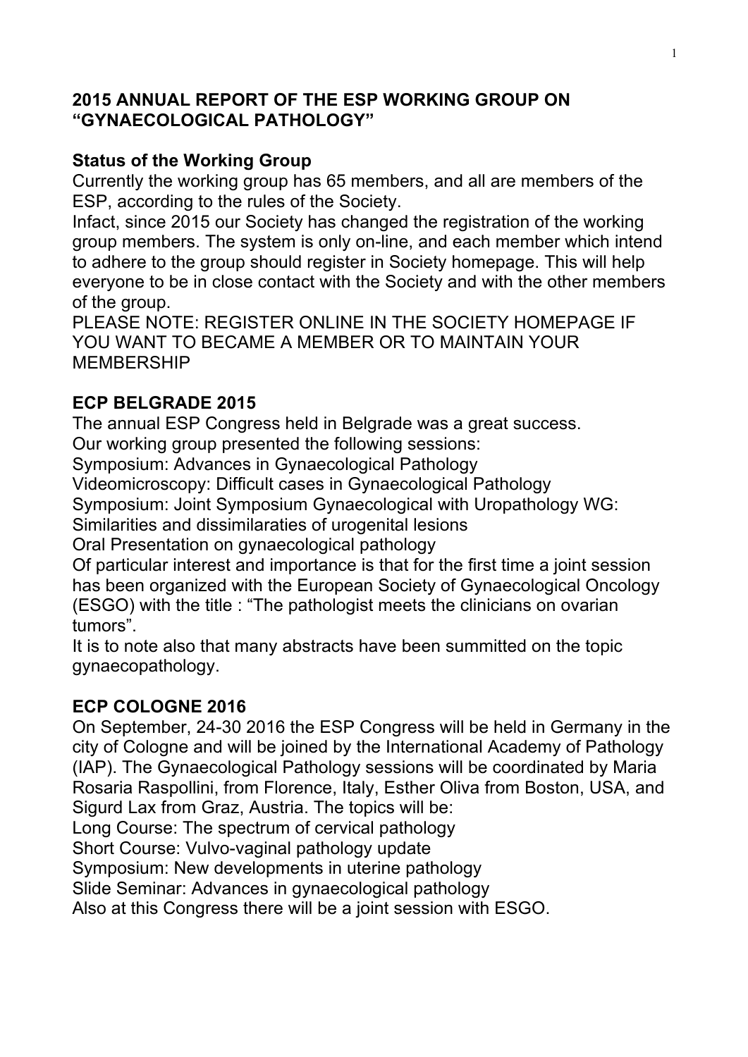## 2015 ANNUAL REPORT OF THE ESP WORKING GROUP ON "GYNAECOLOGICAL PATHOLOGY"

### Status of the Working Group

Currently the working group has 65 members, and all are members of the ESP, according to the rules of the Society.

Infact, since 2015 our Society has changed the registration of the working group members. The system is only on-line, and each member which intend to adhere to the group should register in Society homepage. This will help everyone to be in close contact with the Society and with the other members of the group.

PLEASE NOTE: REGISTER ONLINE IN THE SOCIETY HOMEPAGE IF YOU WANT TO BECAME A MEMBER OR TO MAINTAIN YOUR MEMBERSHIP

### ECP BELGRADE 2015

The annual ESP Congress held in Belgrade was a great success.

Our working group presented the following sessions:

Symposium: Advances in Gynaecological Pathology

Videomicroscopy: Difficult cases in Gynaecological Pathology

Symposium: Joint Symposium Gynaecological with Uropathology WG: Similarities and dissimilaraties of urogenital lesions

Oral Presentation on gynaecological pathology

Of particular interest and importance is that for the first time a joint session has been organized with the European Society of Gynaecological Oncology (ESGO) with the title : "The pathologist meets the clinicians on ovarian tumors".

It is to note also that many abstracts have been summitted on the topic gynaecopathology.

### ECP COLOGNE 2016

On September, 24-30 2016 the ESP Congress will be held in Germany in the city of Cologne and will be joined by the International Academy of Pathology (IAP). The Gynaecological Pathology sessions will be coordinated by Maria Rosaria Raspollini, from Florence, Italy, Esther Oliva from Boston, USA, and Sigurd Lax from Graz, Austria. The topics will be:

Long Course: The spectrum of cervical pathology

Short Course: Vulvo-vaginal pathology update

Symposium: New developments in uterine pathology

Slide Seminar: Advances in gynaecological pathology

Also at this Congress there will be a joint session with ESGO.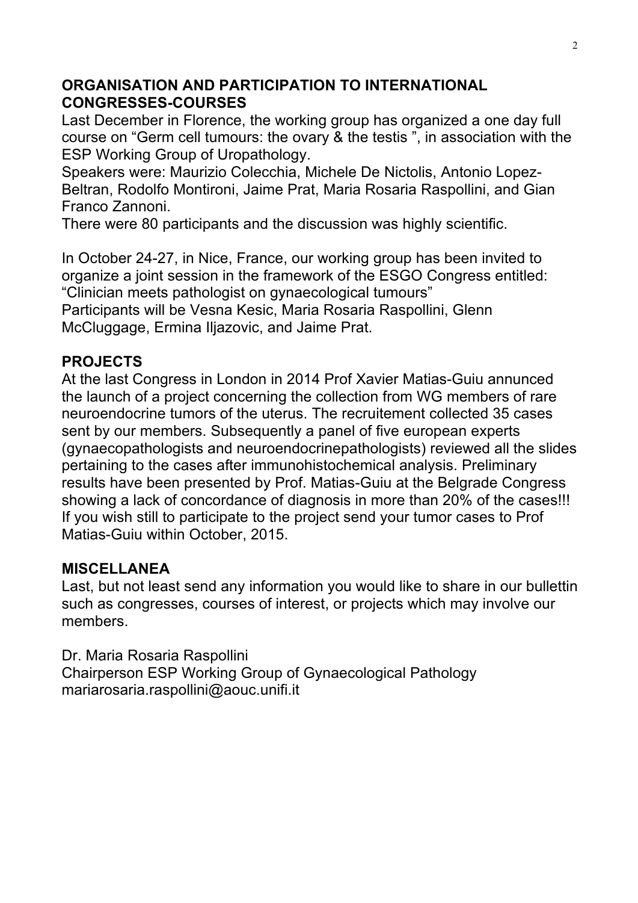## ORGANISATION AND PARTICIPATION TO INTERNATIONAL CONGRESSES-COURSES

Last December in Florence, the working group has organized a one day full course on "Germ cell tumours: the ovary & the testis ", in association with the ESP Working Group of Uropathology.

Speakers were: Maurizio Colecchia, Michele De Nictolis, Antonio Lopez-Beltran, Rodolfo Montironi, Jaime Prat, Maria Rosaria Raspollini, and Gian Franco Zannoni.

There were 80 participants and the discussion was highly scientific.

In October 24-27, in Nice, France, our working group has been invited to organize a joint session in the framework of the ESGO Congress entitled: "Clinician meets pathologist on gynaecological tumours"

Participants will be Vesna Kesic, Maria Rosaria Raspollini, Glenn McCluggage, Ermina Iljazovic, and Jaime Prat.

## PROJECTS

At the last Congress in London in 2014 Prof Xavier Matias-Guiu annunced the launch of a project concerning the collection from WG members of rare neuroendocrine tumors of the uterus. The recruitement collected 35 cases sent by our members. Subsequently a panel of five european experts (gynaecopathologists and neuroendocrinepathologists) reviewed all the slides pertaining to the cases after immunohistochemical analysis. Preliminary results have been presented by Prof. Matias-Guiu at the Belgrade Congress showing a lack of concordance of diagnosis in more than 20% of the cases!!! If you wish still to participate to the project send your tumor cases to Prof Matias-Guiu within October, 2015.

## MISCELLANEA

Last, but not least send any information you would like to share in our bullettin such as congresses, courses of interest, or projects which may involve our members.

Dr. Maria Rosaria Raspollini
Chairperson ESP Working Group of Gynaecological Pathology
mariarosaria.raspollini@aouc.unifi.it